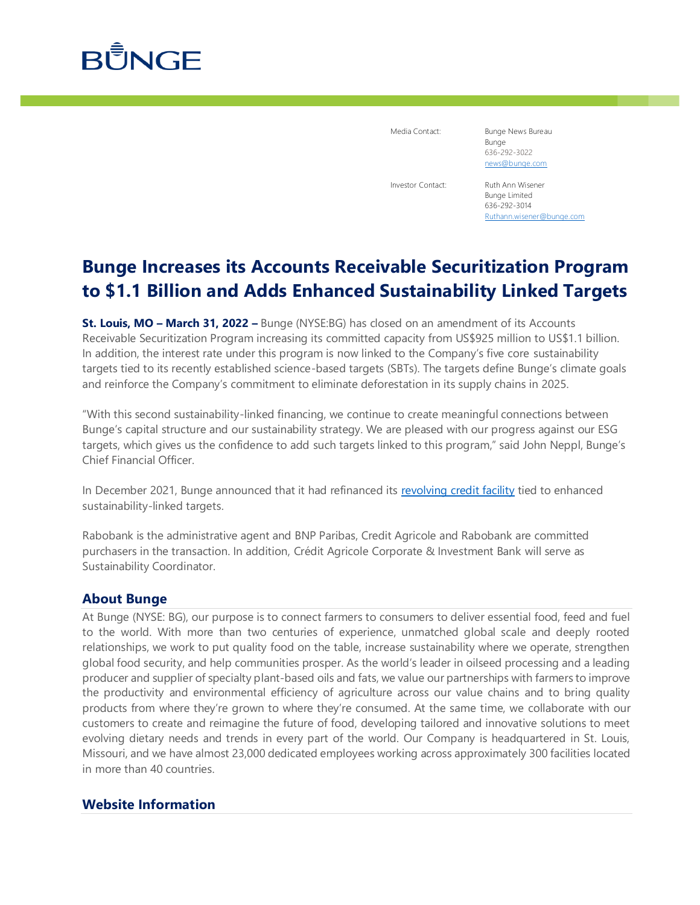Media Contact: Bunge News Bureau
Bunge
636-292-3022
news@bunge.com

Investor Contact: Ruth Ann Wisener
Bunge Limited
636-292-3014
Ruthann.wisener@bunge.com

# Bunge Increases its Accounts Receivable Securitization Program to $1.1 Billion and Adds Enhanced Sustainability Linked Targets

**St. Louis, MO – March 31, 2022 –** Bunge (NYSE:BG) has closed on an amendment of its Accounts Receivable Securitization Program increasing its committed capacity from US$925 million to US$1.1 billion. In addition, the interest rate under this program is now linked to the Company's five core sustainability targets tied to its recently established science-based targets (SBTs). The targets define Bunge's climate goals and reinforce the Company's commitment to eliminate deforestation in its supply chains in 2025.

"With this second sustainability-linked financing, we continue to create meaningful connections between Bunge's capital structure and our sustainability strategy. We are pleased with our progress against our ESG targets, which gives us the confidence to add such targets linked to this program," said John Neppl, Bunge's Chief Financial Officer.

In December 2021, Bunge announced that it had refinanced its revolving credit facility tied to enhanced sustainability-linked targets.

Rabobank is the administrative agent and BNP Paribas, Credit Agricole and Rabobank are committed purchasers in the transaction. In addition, Crédit Agricole Corporate & Investment Bank will serve as Sustainability Coordinator.

## About Bunge

At Bunge (NYSE: BG), our purpose is to connect farmers to consumers to deliver essential food, feed and fuel to the world. With more than two centuries of experience, unmatched global scale and deeply rooted relationships, we work to put quality food on the table, increase sustainability where we operate, strengthen global food security, and help communities prosper. As the world's leader in oilseed processing and a leading producer and supplier of specialty plant-based oils and fats, we value our partnerships with farmers to improve the productivity and environmental efficiency of agriculture across our value chains and to bring quality products from where they're grown to where they're consumed. At the same time, we collaborate with our customers to create and reimagine the future of food, developing tailored and innovative solutions to meet evolving dietary needs and trends in every part of the world. Our Company is headquartered in St. Louis, Missouri, and we have almost 23,000 dedicated employees working across approximately 300 facilities located in more than 40 countries.

## Website Information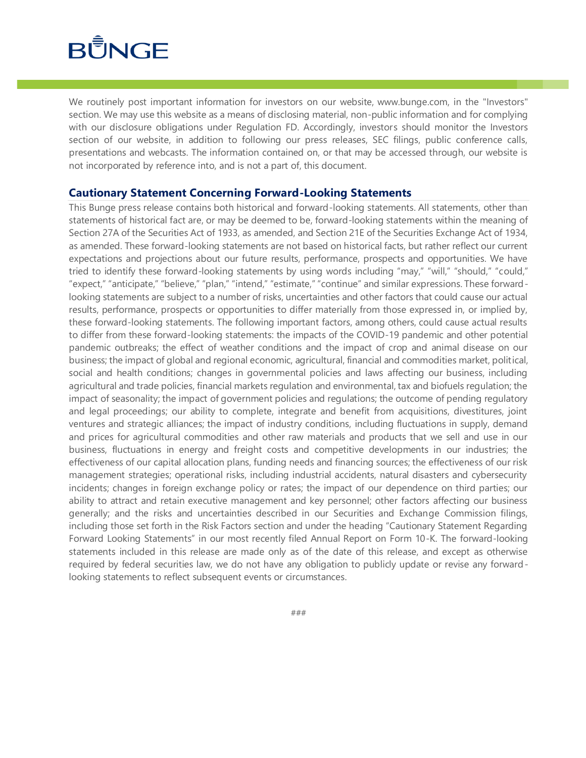We routinely post important information for investors on our website, www.bunge.com, in the "Investors" section. We may use this website as a means of disclosing material, non-public information and for complying with our disclosure obligations under Regulation FD. Accordingly, investors should monitor the Investors section of our website, in addition to following our press releases, SEC filings, public conference calls, presentations and webcasts. The information contained on, or that may be accessed through, our website is not incorporated by reference into, and is not a part of, this document.

## Cautionary Statement Concerning Forward-Looking Statements

This Bunge press release contains both historical and forward-looking statements. All statements, other than statements of historical fact are, or may be deemed to be, forward-looking statements within the meaning of Section 27A of the Securities Act of 1933, as amended, and Section 21E of the Securities Exchange Act of 1934, as amended. These forward-looking statements are not based on historical facts, but rather reflect our current expectations and projections about our future results, performance, prospects and opportunities. We have tried to identify these forward-looking statements by using words including "may," "will," "should," "could," "expect," "anticipate," "believe," "plan," "intend," "estimate," "continue" and similar expressions. These forward-looking statements are subject to a number of risks, uncertainties and other factors that could cause our actual results, performance, prospects or opportunities to differ materially from those expressed in, or implied by, these forward-looking statements. The following important factors, among others, could cause actual results to differ from these forward-looking statements: the impacts of the COVID-19 pandemic and other potential pandemic outbreaks; the effect of weather conditions and the impact of crop and animal disease on our business; the impact of global and regional economic, agricultural, financial and commodities market, political, social and health conditions; changes in governmental policies and laws affecting our business, including agricultural and trade policies, financial markets regulation and environmental, tax and biofuels regulation; the impact of seasonality; the impact of government policies and regulations; the outcome of pending regulatory and legal proceedings; our ability to complete, integrate and benefit from acquisitions, divestitures, joint ventures and strategic alliances; the impact of industry conditions, including fluctuations in supply, demand and prices for agricultural commodities and other raw materials and products that we sell and use in our business, fluctuations in energy and freight costs and competitive developments in our industries; the effectiveness of our capital allocation plans, funding needs and financing sources; the effectiveness of our risk management strategies; operational risks, including industrial accidents, natural disasters and cybersecurity incidents; changes in foreign exchange policy or rates; the impact of our dependence on third parties; our ability to attract and retain executive management and key personnel; other factors affecting our business generally; and the risks and uncertainties described in our Securities and Exchange Commission filings, including those set forth in the Risk Factors section and under the heading "Cautionary Statement Regarding Forward Looking Statements" in our most recently filed Annual Report on Form 10-K. The forward-looking statements included in this release are made only as of the date of this release, and except as otherwise required by federal securities law, we do not have any obligation to publicly update or revise any forward-looking statements to reflect subsequent events or circumstances.

###